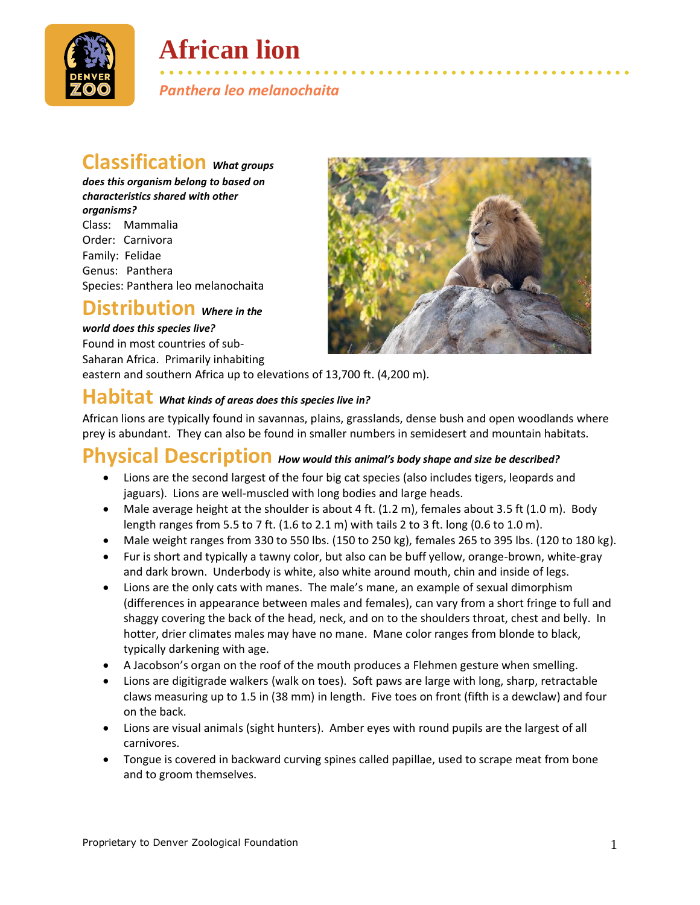# African lion

*Panthera leo melanochaita*

## Classification *What groups does this organism belong to based on characteristics shared with other organisms?*

Class: Mammalia
Order: Carnivora
Family: Felidae
Genus: Panthera
Species: Panthera leo melanochaita

## Distribution *Where in the world does this species live?*

Found in most countries of sub-Saharan Africa. Primarily inhabiting eastern and southern Africa up to elevations of 13,700 ft. (4,200 m).

## Habitat *What kinds of areas does this species live in?*

African lions are typically found in savannas, plains, grasslands, dense bush and open woodlands where prey is abundant. They can also be found in smaller numbers in semidesert and mountain habitats.

## Physical Description *How would this animal's body shape and size be described?*

- Lions are the second largest of the four big cat species (also includes tigers, leopards and jaguars). Lions are well-muscled with long bodies and large heads.
- Male average height at the shoulder is about 4 ft. (1.2 m), females about 3.5 ft (1.0 m). Body length ranges from 5.5 to 7 ft. (1.6 to 2.1 m) with tails 2 to 3 ft. long (0.6 to 1.0 m).
- Male weight ranges from 330 to 550 lbs. (150 to 250 kg), females 265 to 395 lbs. (120 to 180 kg).
- Fur is short and typically a tawny color, but also can be buff yellow, orange-brown, white-gray and dark brown. Underbody is white, also white around mouth, chin and inside of legs.
- Lions are the only cats with manes. The male's mane, an example of sexual dimorphism (differences in appearance between males and females), can vary from a short fringe to full and shaggy covering the back of the head, neck, and on to the shoulders throat, chest and belly. In hotter, drier climates males may have no mane. Mane color ranges from blonde to black, typically darkening with age.
- A Jacobson's organ on the roof of the mouth produces a Flehmen gesture when smelling.
- Lions are digitigrade walkers (walk on toes). Soft paws are large with long, sharp, retractable claws measuring up to 1.5 in (38 mm) in length. Five toes on front (fifth is a dewclaw) and four on the back.
- Lions are visual animals (sight hunters). Amber eyes with round pupils are the largest of all carnivores.
- Tongue is covered in backward curving spines called papillae, used to scrape meat from bone and to groom themselves.

Proprietary to Denver Zoological Foundation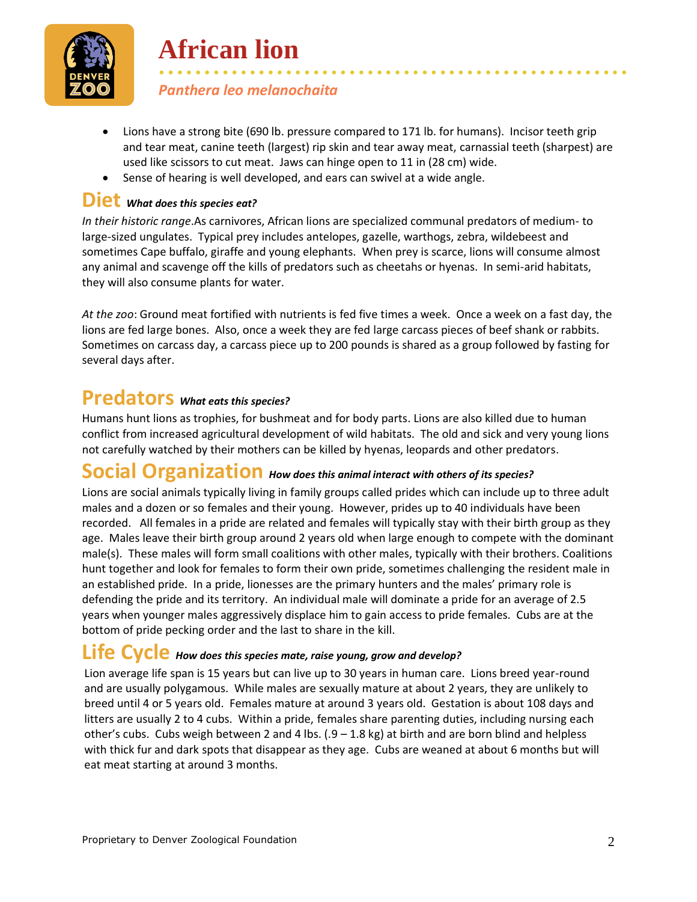# African lion

*Panthera leo melanochaita*

- Lions have a strong bite (690 lb. pressure compared to 171 lb. for humans). Incisor teeth grip and tear meat, canine teeth (largest) rip skin and tear away meat, carnassial teeth (sharpest) are used like scissors to cut meat. Jaws can hinge open to 11 in (28 cm) wide.
- Sense of hearing is well developed, and ears can swivel at a wide angle.

## Diet *What does this species eat?*

*In their historic range*.As carnivores, African lions are specialized communal predators of medium- to large-sized ungulates. Typical prey includes antelopes, gazelle, warthogs, zebra, wildebeest and sometimes Cape buffalo, giraffe and young elephants. When prey is scarce, lions will consume almost any animal and scavenge off the kills of predators such as cheetahs or hyenas. In semi-arid habitats, they will also consume plants for water.

*At the zoo*: Ground meat fortified with nutrients is fed five times a week. Once a week on a fast day, the lions are fed large bones. Also, once a week they are fed large carcass pieces of beef shank or rabbits. Sometimes on carcass day, a carcass piece up to 200 pounds is shared as a group followed by fasting for several days after.

## Predators *What eats this species?*

Humans hunt lions as trophies, for bushmeat and for body parts. Lions are also killed due to human conflict from increased agricultural development of wild habitats. The old and sick and very young lions not carefully watched by their mothers can be killed by hyenas, leopards and other predators.

## Social Organization *How does this animal interact with others of its species?*

Lions are social animals typically living in family groups called prides which can include up to three adult males and a dozen or so females and their young. However, prides up to 40 individuals have been recorded. All females in a pride are related and females will typically stay with their birth group as they age. Males leave their birth group around 2 years old when large enough to compete with the dominant male(s). These males will form small coalitions with other males, typically with their brothers. Coalitions hunt together and look for females to form their own pride, sometimes challenging the resident male in an established pride. In a pride, lionesses are the primary hunters and the males' primary role is defending the pride and its territory. An individual male will dominate a pride for an average of 2.5 years when younger males aggressively displace him to gain access to pride females. Cubs are at the bottom of pride pecking order and the last to share in the kill.

## Life Cycle *How does this species mate, raise young, grow and develop?*

Lion average life span is 15 years but can live up to 30 years in human care. Lions breed year-round and are usually polygamous. While males are sexually mature at about 2 years, they are unlikely to breed until 4 or 5 years old. Females mature at around 3 years old. Gestation is about 108 days and litters are usually 2 to 4 cubs. Within a pride, females share parenting duties, including nursing each other's cubs. Cubs weigh between 2 and 4 lbs. (.9 – 1.8 kg) at birth and are born blind and helpless with thick fur and dark spots that disappear as they age. Cubs are weaned at about 6 months but will eat meat starting at around 3 months.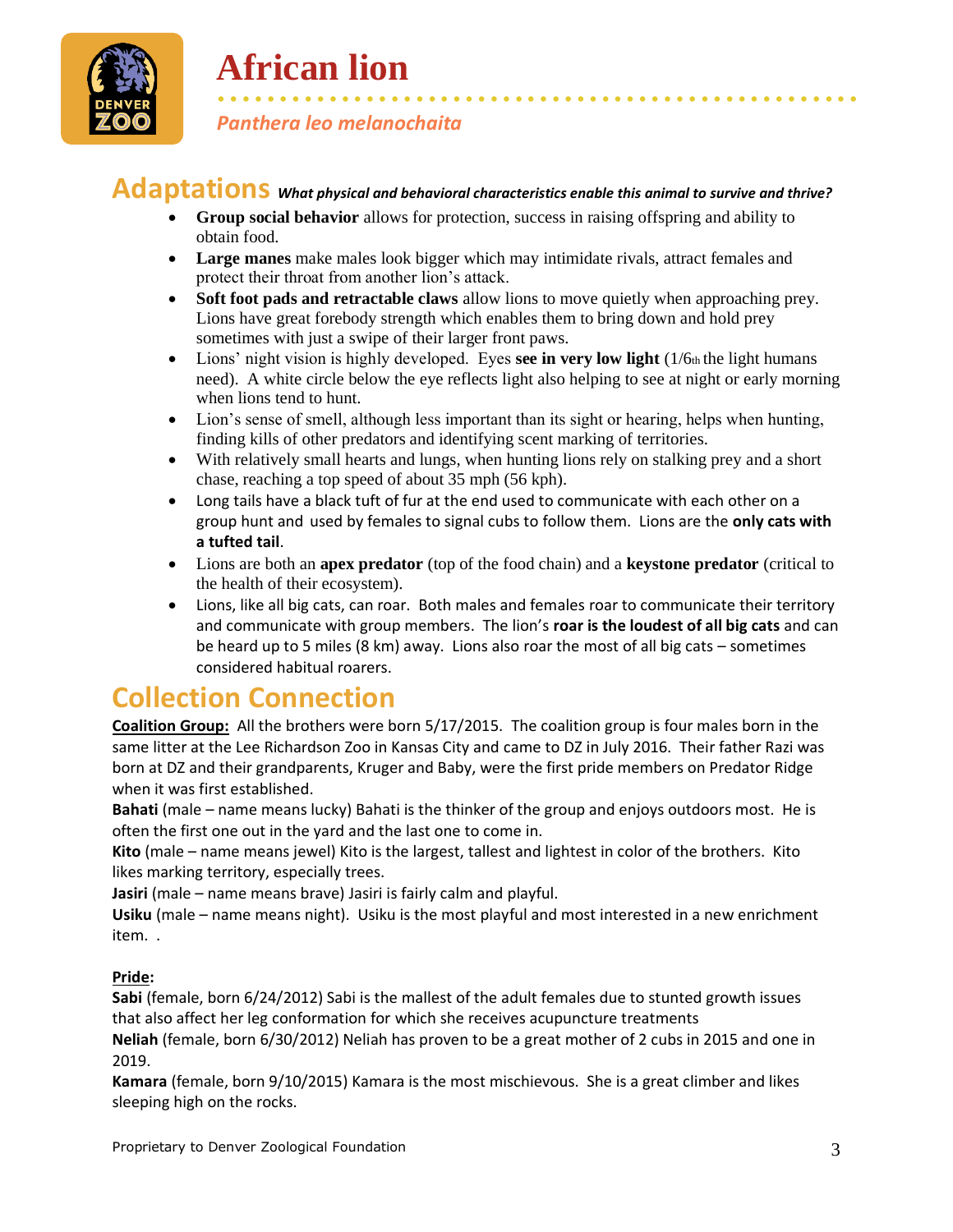# African lion

*Panthera leo melanochaita*

## Adaptations *What physical and behavioral characteristics enable this animal to survive and thrive?*

- **Group social behavior** allows for protection, success in raising offspring and ability to obtain food.
- **Large manes** make males look bigger which may intimidate rivals, attract females and protect their throat from another lion's attack.
- **Soft foot pads and retractable claws** allow lions to move quietly when approaching prey. Lions have great forebody strength which enables them to bring down and hold prey sometimes with just a swipe of their larger front paws.
- Lions' night vision is highly developed. Eyes **see in very low light** (1/6th the light humans need). A white circle below the eye reflects light also helping to see at night or early morning when lions tend to hunt.
- Lion's sense of smell, although less important than its sight or hearing, helps when hunting, finding kills of other predators and identifying scent marking of territories.
- With relatively small hearts and lungs, when hunting lions rely on stalking prey and a short chase, reaching a top speed of about 35 mph (56 kph).
- Long tails have a black tuft of fur at the end used to communicate with each other on a group hunt and used by females to signal cubs to follow them. Lions are the **only cats with a tufted tail**.
- Lions are both an **apex predator** (top of the food chain) and a **keystone predator** (critical to the health of their ecosystem).
- Lions, like all big cats, can roar. Both males and females roar to communicate their territory and communicate with group members. The lion's **roar is the loudest of all big cats** and can be heard up to 5 miles (8 km) away. Lions also roar the most of all big cats – sometimes considered habitual roarers.

## Collection Connection

**Coalition Group:** All the brothers were born 5/17/2015. The coalition group is four males born in the same litter at the Lee Richardson Zoo in Kansas City and came to DZ in July 2016. Their father Razi was born at DZ and their grandparents, Kruger and Baby, were the first pride members on Predator Ridge when it was first established.

**Bahati** (male – name means lucky) Bahati is the thinker of the group and enjoys outdoors most. He is often the first one out in the yard and the last one to come in.

**Kito** (male – name means jewel) Kito is the largest, tallest and lightest in color of the brothers. Kito likes marking territory, especially trees.

**Jasiri** (male – name means brave) Jasiri is fairly calm and playful.

**Usiku** (male – name means night). Usiku is the most playful and most interested in a new enrichment item. .

**Pride:**

**Sabi** (female, born 6/24/2012) Sabi is the mallest of the adult females due to stunted growth issues that also affect her leg conformation for which she receives acupuncture treatments

**Neliah** (female, born 6/30/2012) Neliah has proven to be a great mother of 2 cubs in 2015 and one in 2019.

**Kamara** (female, born 9/10/2015) Kamara is the most mischievous. She is a great climber and likes sleeping high on the rocks.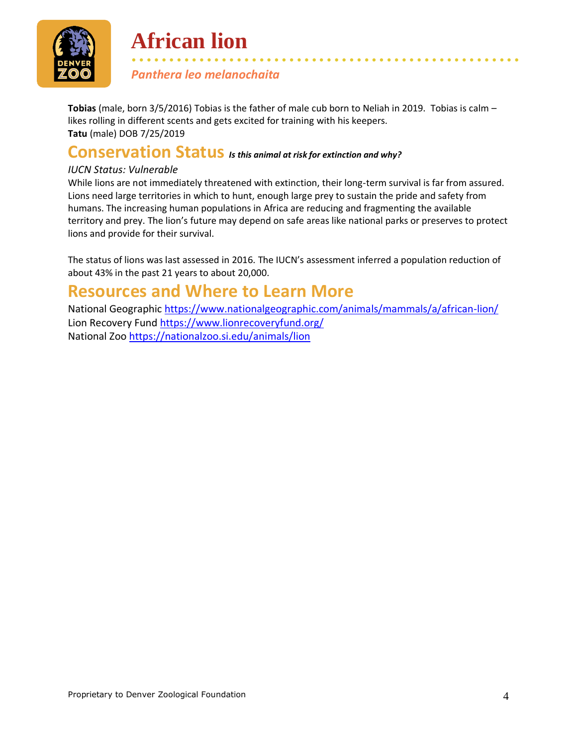# African lion

*Panthera leo melanochaita*

**Tobias** (male, born 3/5/2016) Tobias is the father of male cub born to Neliah in 2019. Tobias is calm – likes rolling in different scents and gets excited for training with his keepers.
**Tatu** (male) DOB 7/25/2019

## Conservation Status ***Is this animal at risk for extinction and why?***

*IUCN Status: Vulnerable*

While lions are not immediately threatened with extinction, their long-term survival is far from assured. Lions need large territories in which to hunt, enough large prey to sustain the pride and safety from humans. The increasing human populations in Africa are reducing and fragmenting the available territory and prey. The lion's future may depend on safe areas like national parks or preserves to protect lions and provide for their survival.

The status of lions was last assessed in 2016. The IUCN's assessment inferred a population reduction of about 43% in the past 21 years to about 20,000.

## Resources and Where to Learn More

National Geographic https://www.nationalgeographic.com/animals/mammals/a/african-lion/
Lion Recovery Fund https://www.lionrecoveryfund.org/
National Zoo https://nationalzoo.si.edu/animals/lion

Proprietary to Denver Zoological Foundation